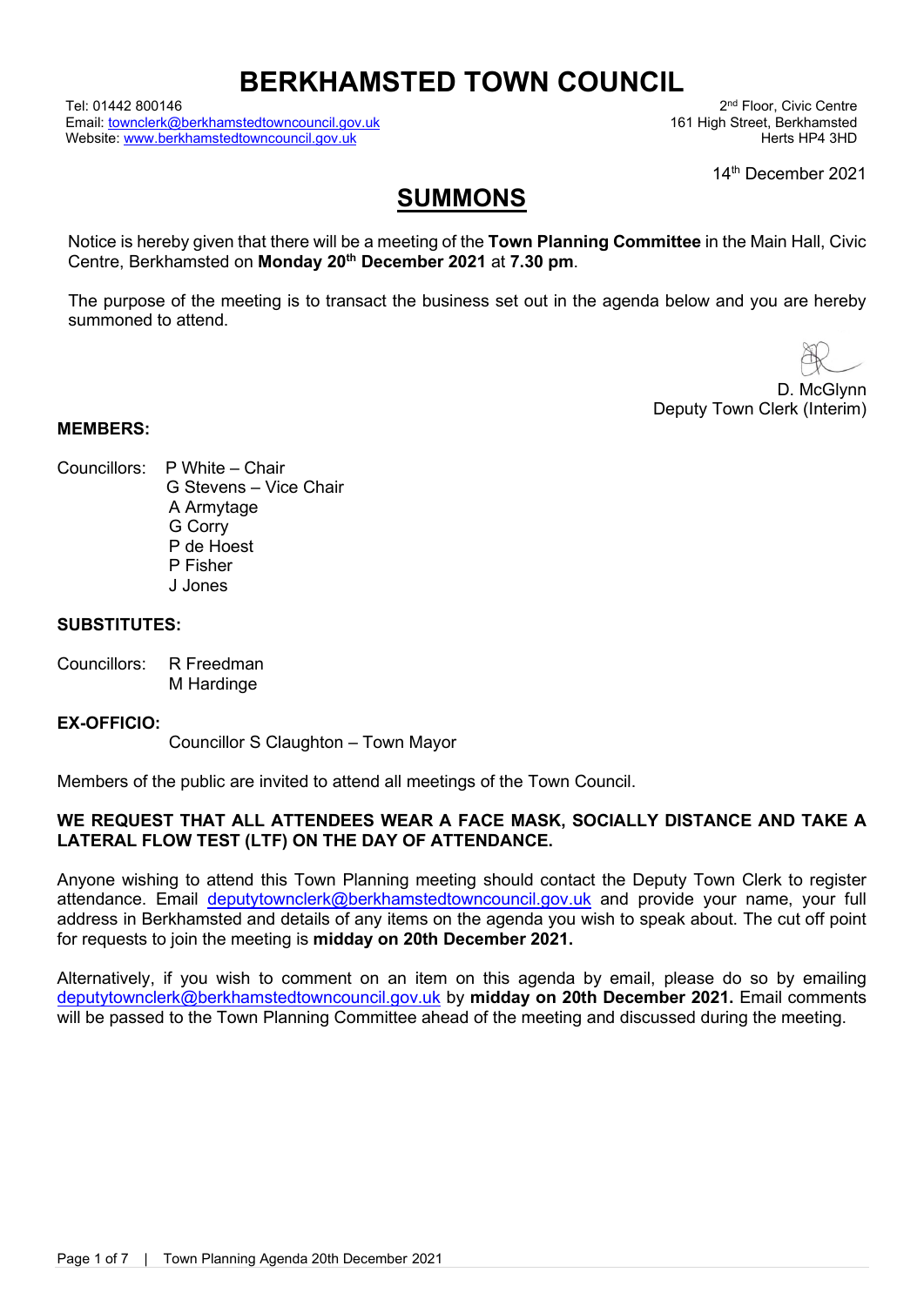# BERKHAMSTED TOWN COUNCIL

Tel: 01442 800146
Email: townclerk@berkhamstedtowncouncil.gov.uk
Website: www.berkhamstedtowncouncil.gov.uk

2nd Floor, Civic Centre
161 High Street, Berkhamsted
Herts HP4 3HD

14th December 2021

## SUMMONS

Notice is hereby given that there will be a meeting of the **Town Planning Committee** in the Main Hall, Civic Centre, Berkhamsted on **Monday 20th December 2021** at **7.30 pm**.

The purpose of the meeting is to transact the business set out in the agenda below and you are hereby summoned to attend.

D. McGlynn
Deputy Town Clerk (Interim)

**MEMBERS:**

Councillors: P White – Chair
G Stevens – Vice Chair
A Armytage
G Corry
P de Hoest
P Fisher
J Jones

**SUBSTITUTES:**

Councillors: R Freedman
M Hardinge

**EX-OFFICIO:**

Councillor S Claughton – Town Mayor

Members of the public are invited to attend all meetings of the Town Council.

**WE REQUEST THAT ALL ATTENDEES WEAR A FACE MASK, SOCIALLY DISTANCE AND TAKE A LATERAL FLOW TEST (LTF) ON THE DAY OF ATTENDANCE.**

Anyone wishing to attend this Town Planning meeting should contact the Deputy Town Clerk to register attendance. Email deputytownclerk@berkhamstedtowncouncil.gov.uk and provide your name, your full address in Berkhamsted and details of any items on the agenda you wish to speak about. The cut off point for requests to join the meeting is **midday on 20th December 2021.**

Alternatively, if you wish to comment on an item on this agenda by email, please do so by emailing deputytownclerk@berkhamstedtowncouncil.gov.uk by **midday on 20th December 2021.** Email comments will be passed to the Town Planning Committee ahead of the meeting and discussed during the meeting.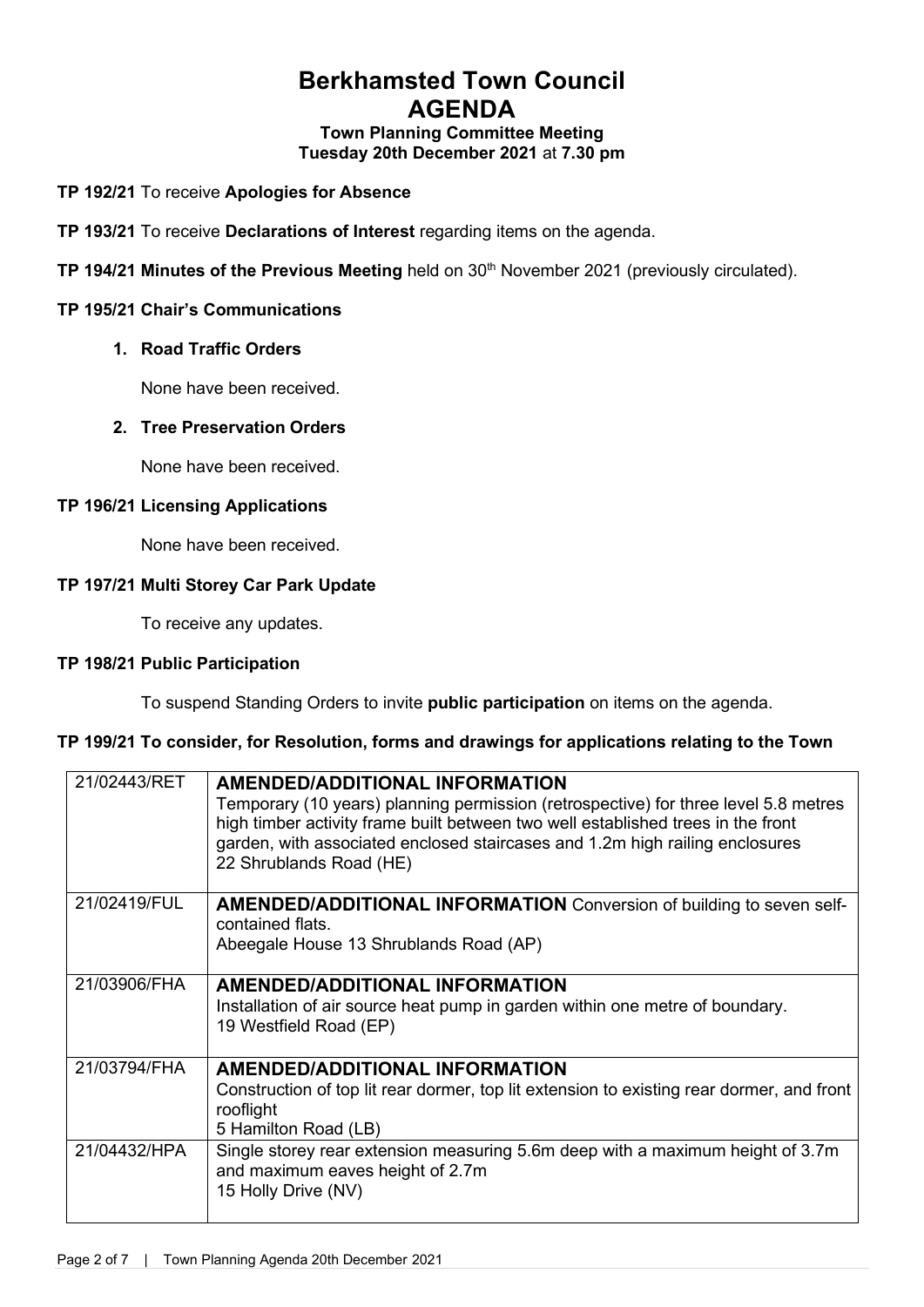# Berkhamsted Town Council
# AGENDA

**Town Planning Committee Meeting**
**Tuesday 20th December 2021** at **7.30 pm**

**TP 192/21** To receive **Apologies for Absence**

**TP 193/21** To receive **Declarations of Interest** regarding items on the agenda.

**TP 194/21 Minutes of the Previous Meeting** held on 30th November 2021 (previously circulated).

**TP 195/21 Chair's Communications**

1. **Road Traffic Orders**

   None have been received.

2. **Tree Preservation Orders**

   None have been received.

**TP 196/21 Licensing Applications**

None have been received.

**TP 197/21 Multi Storey Car Park Update**

To receive any updates.

**TP 198/21 Public Participation**

To suspend Standing Orders to invite **public participation** on items on the agenda.

**TP 199/21 To consider, for Resolution, forms and drawings for applications relating to the Town**

| | |
|---|---|
| 21/02443/RET | **AMENDED/ADDITIONAL INFORMATION** Temporary (10 years) planning permission (retrospective) for three level 5.8 metres high timber activity frame built between two well established trees in the front garden, with associated enclosed staircases and 1.2m high railing enclosures 22 Shrublands Road (HE) |
| 21/02419/FUL | **AMENDED/ADDITIONAL INFORMATION** Conversion of building to seven self-contained flats. Abeegale House 13 Shrublands Road (AP) |
| 21/03906/FHA | **AMENDED/ADDITIONAL INFORMATION** Installation of air source heat pump in garden within one metre of boundary. 19 Westfield Road (EP) |
| 21/03794/FHA | **AMENDED/ADDITIONAL INFORMATION** Construction of top lit rear dormer, top lit extension to existing rear dormer, and front rooflight 5 Hamilton Road (LB) |
| 21/04432/HPA | Single storey rear extension measuring 5.6m deep with a maximum height of 3.7m and maximum eaves height of 2.7m 15 Holly Drive (NV) |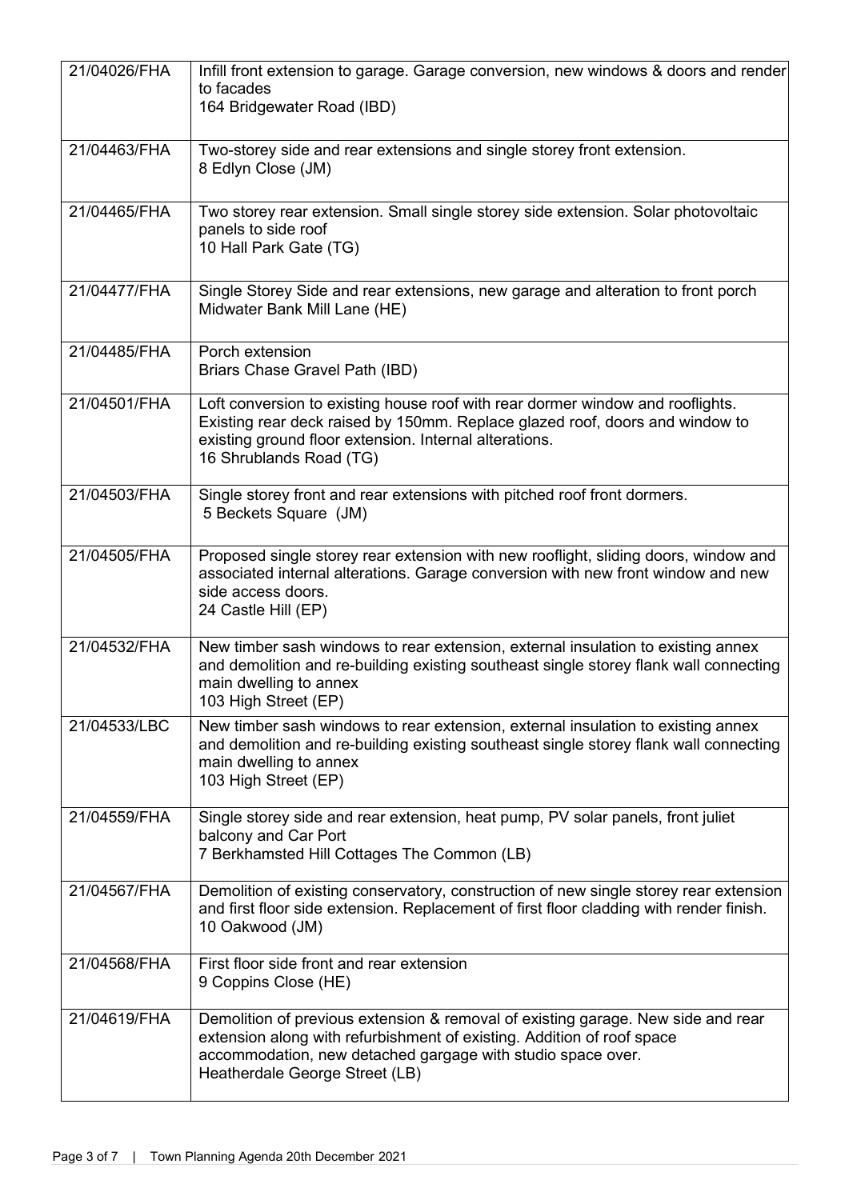| | |
|---|---|
| 21/04026/FHA | Infill front extension to garage. Garage conversion, new windows & doors and render to facades<br>164 Bridgewater Road (IBD) |
| 21/04463/FHA | Two-storey side and rear extensions and single storey front extension.<br>8 Edlyn Close (JM) |
| 21/04465/FHA | Two storey rear extension. Small single storey side extension. Solar photovoltaic panels to side roof<br>10 Hall Park Gate (TG) |
| 21/04477/FHA | Single Storey Side and rear extensions, new garage and alteration to front porch<br>Midwater Bank Mill Lane (HE) |
| 21/04485/FHA | Porch extension<br>Briars Chase Gravel Path (IBD) |
| 21/04501/FHA | Loft conversion to existing house roof with rear dormer window and rooflights. Existing rear deck raised by 150mm. Replace glazed roof, doors and window to existing ground floor extension. Internal alterations.<br>16 Shrublands Road (TG) |
| 21/04503/FHA | Single storey front and rear extensions with pitched roof front dormers.<br>5 Beckets Square (JM) |
| 21/04505/FHA | Proposed single storey rear extension with new rooflight, sliding doors, window and associated internal alterations. Garage conversion with new front window and new side access doors.<br>24 Castle Hill (EP) |
| 21/04532/FHA | New timber sash windows to rear extension, external insulation to existing annex and demolition and re-building existing southeast single storey flank wall connecting main dwelling to annex<br>103 High Street (EP) |
| 21/04533/LBC | New timber sash windows to rear extension, external insulation to existing annex and demolition and re-building existing southeast single storey flank wall connecting main dwelling to annex<br>103 High Street (EP) |
| 21/04559/FHA | Single storey side and rear extension, heat pump, PV solar panels, front juliet balcony and Car Port<br>7 Berkhamsted Hill Cottages The Common (LB) |
| 21/04567/FHA | Demolition of existing conservatory, construction of new single storey rear extension and first floor side extension. Replacement of first floor cladding with render finish.<br>10 Oakwood (JM) |
| 21/04568/FHA | First floor side front and rear extension<br>9 Coppins Close (HE) |
| 21/04619/FHA | Demolition of previous extension & removal of existing garage. New side and rear extension along with refurbishment of existing. Addition of roof space accommodation, new detached gargage with studio space over.<br>Heatherdale George Street (LB) |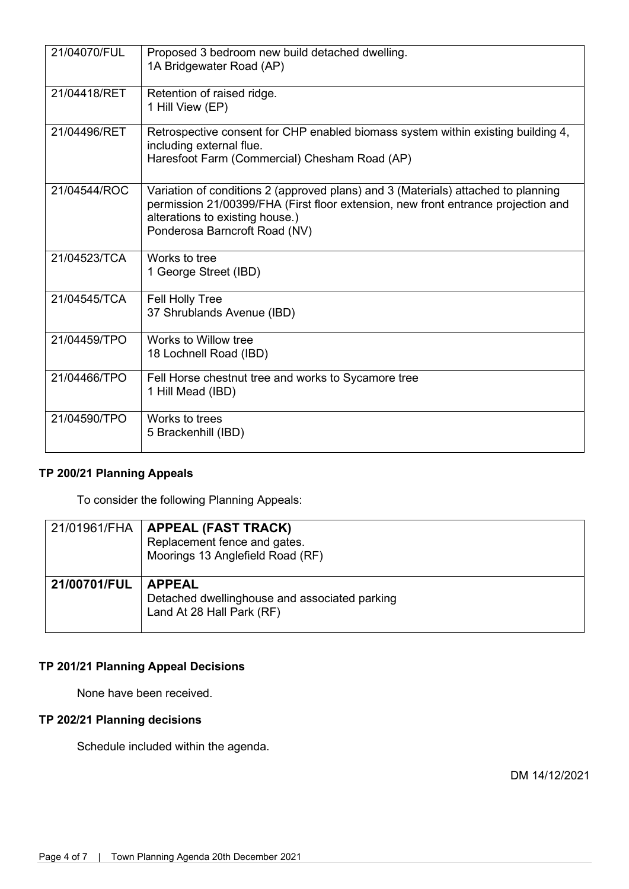| | |
|---|---|
| 21/04070/FUL | Proposed 3 bedroom new build detached dwelling.<br>1A Bridgewater Road (AP) |
| 21/04418/RET | Retention of raised ridge.<br>1 Hill View (EP) |
| 21/04496/RET | Retrospective consent for CHP enabled biomass system within existing building 4, including external flue.<br>Haresfoot Farm (Commercial) Chesham Road (AP) |
| 21/04544/ROC | Variation of conditions 2 (approved plans) and 3 (Materials) attached to planning permission 21/00399/FHA (First floor extension, new front entrance projection and alterations to existing house.)<br>Ponderosa Barncroft Road (NV) |
| 21/04523/TCA | Works to tree<br>1 George Street (IBD) |
| 21/04545/TCA | Fell Holly Tree<br>37 Shrublands Avenue (IBD) |
| 21/04459/TPO | Works to Willow tree<br>18 Lochnell Road (IBD) |
| 21/04466/TPO | Fell Horse chestnut tree and works to Sycamore tree<br>1 Hill Mead (IBD) |
| 21/04590/TPO | Works to trees<br>5 Brackenhill (IBD) |

**TP 200/21 Planning Appeals**

To consider the following Planning Appeals:

| | |
|---|---|
| 21/01961/FHA | **APPEAL (FAST TRACK)**<br>Replacement fence and gates.<br>Moorings 13 Anglefield Road (RF) |
| **21/00701/FUL** | **APPEAL**<br>Detached dwellinghouse and associated parking<br>Land At 28 Hall Park (RF) |

**TP 201/21 Planning Appeal Decisions**

None have been received.

**TP 202/21 Planning decisions**

Schedule included within the agenda.

DM 14/12/2021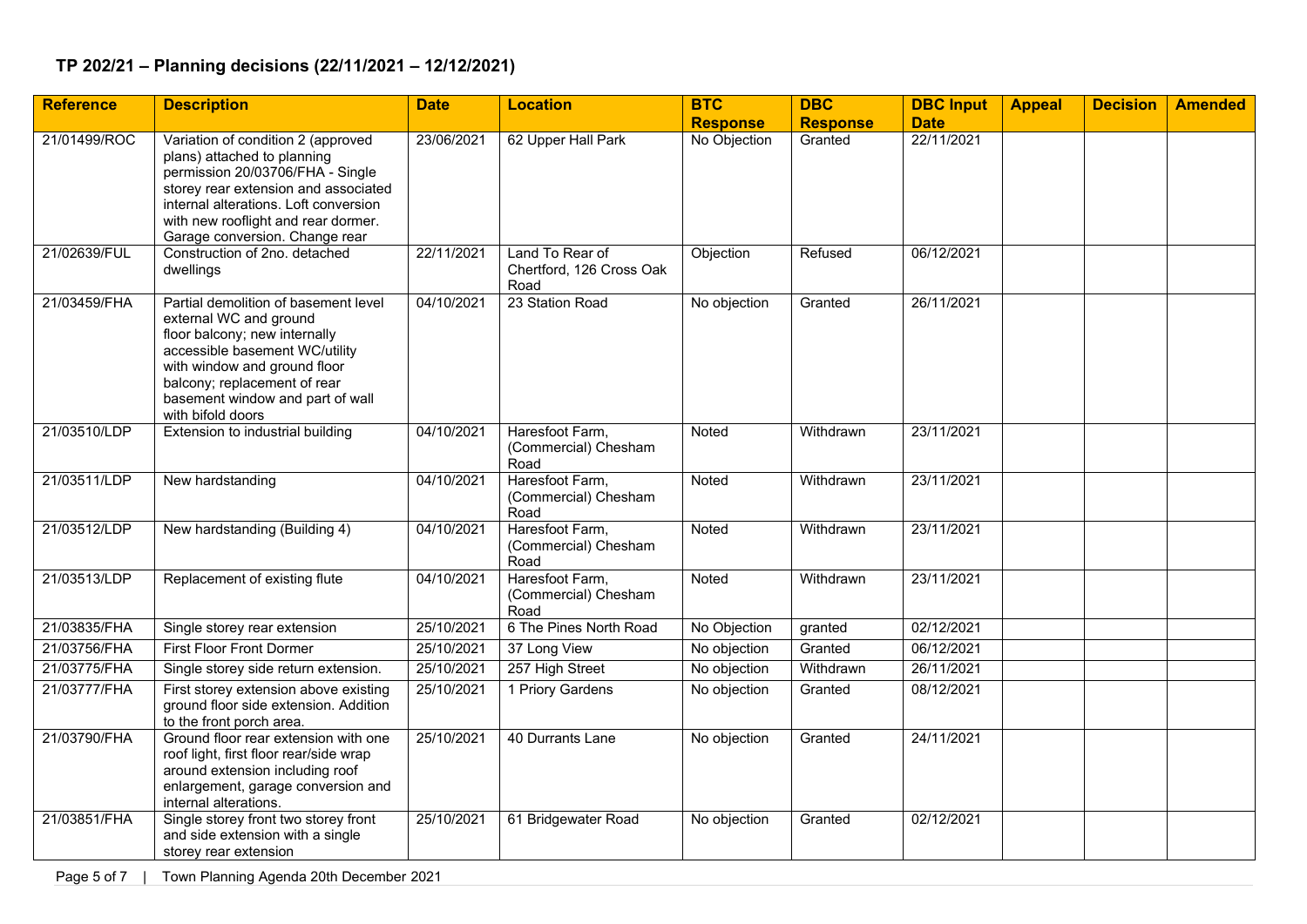## TP 202/21 – Planning decisions (22/11/2021 – 12/12/2021)

| Reference | Description | Date | Location | BTC Response | DBC Response | DBC Input Date | Appeal | Decision | Amended |
|---|---|---|---|---|---|---|---|---|---|
| 21/01499/ROC | Variation of condition 2 (approved plans) attached to planning permission 20/03706/FHA - Single storey rear extension and associated internal alterations. Loft conversion with new rooflight and rear dormer. Garage conversion. Change rear | 23/06/2021 | 62 Upper Hall Park | No Objection | Granted | 22/11/2021 | | | |
| 21/02639/FUL | Construction of 2no. detached dwellings | 22/11/2021 | Land To Rear of Chertford, 126 Cross Oak Road | Objection | Refused | 06/12/2021 | | | |
| 21/03459/FHA | Partial demolition of basement level external WC and ground floor balcony; new internally accessible basement WC/utility with window and ground floor balcony; replacement of rear basement window and part of wall with bifold doors | 04/10/2021 | 23 Station Road | No objection | Granted | 26/11/2021 | | | |
| 21/03510/LDP | Extension to industrial building | 04/10/2021 | Haresfoot Farm, (Commercial) Chesham Road | Noted | Withdrawn | 23/11/2021 | | | |
| 21/03511/LDP | New hardstanding | 04/10/2021 | Haresfoot Farm, (Commercial) Chesham Road | Noted | Withdrawn | 23/11/2021 | | | |
| 21/03512/LDP | New hardstanding (Building 4) | 04/10/2021 | Haresfoot Farm, (Commercial) Chesham Road | Noted | Withdrawn | 23/11/2021 | | | |
| 21/03513/LDP | Replacement of existing flute | 04/10/2021 | Haresfoot Farm, (Commercial) Chesham Road | Noted | Withdrawn | 23/11/2021 | | | |
| 21/03835/FHA | Single storey rear extension | 25/10/2021 | 6 The Pines North Road | No Objection | granted | 02/12/2021 | | | |
| 21/03756/FHA | First Floor Front Dormer | 25/10/2021 | 37 Long View | No objection | Granted | 06/12/2021 | | | |
| 21/03775/FHA | Single storey side return extension. | 25/10/2021 | 257 High Street | No objection | Withdrawn | 26/11/2021 | | | |
| 21/03777/FHA | First storey extension above existing ground floor side extension. Addition to the front porch area. | 25/10/2021 | 1 Priory Gardens | No objection | Granted | 08/12/2021 | | | |
| 21/03790/FHA | Ground floor rear extension with one roof light, first floor rear/side wrap around extension including roof enlargement, garage conversion and internal alterations. | 25/10/2021 | 40 Durrants Lane | No objection | Granted | 24/11/2021 | | | |
| 21/03851/FHA | Single storey front two storey front and side extension with a single storey rear extension | 25/10/2021 | 61 Bridgewater Road | No objection | Granted | 02/12/2021 | | | |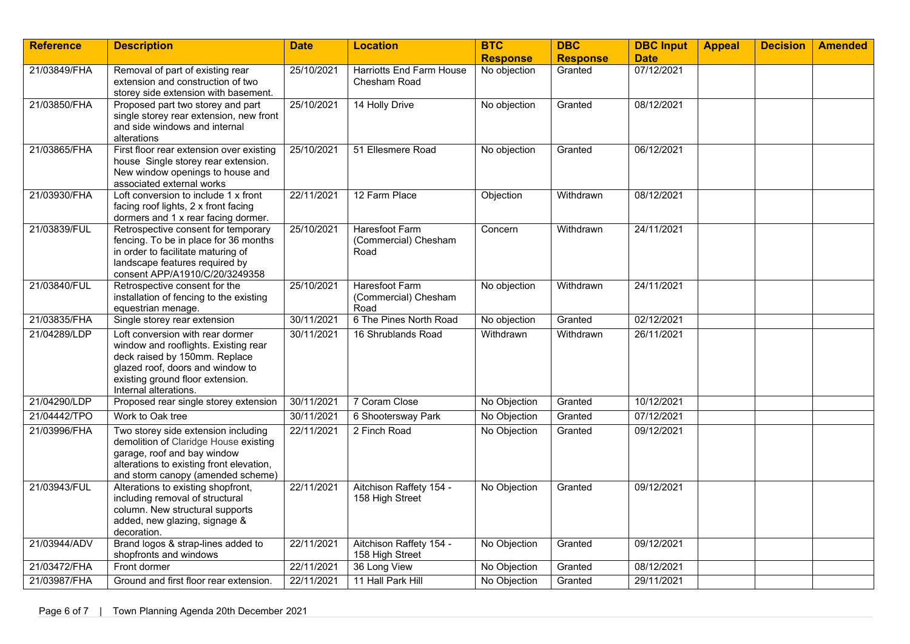| Reference | Description | Date | Location | BTC Response | DBC Response | DBC Input Date | Appeal | Decision | Amended |
|---|---|---|---|---|---|---|---|---|---|
| 21/03849/FHA | Removal of part of existing rear extension and construction of two storey side extension with basement. | 25/10/2021 | Harriotts End Farm House Chesham Road | No objection | Granted | 07/12/2021 | | | |
| 21/03850/FHA | Proposed part two storey and part single storey rear extension, new front and side windows and internal alterations | 25/10/2021 | 14 Holly Drive | No objection | Granted | 08/12/2021 | | | |
| 21/03865/FHA | First floor rear extension over existing house Single storey rear extension. New window openings to house and associated external works | 25/10/2021 | 51 Ellesmere Road | No objection | Granted | 06/12/2021 | | | |
| 21/03930/FHA | Loft conversion to include 1 x front facing roof lights, 2 x front facing dormers and 1 x rear facing dormer. | 22/11/2021 | 12 Farm Place | Objection | Withdrawn | 08/12/2021 | | | |
| 21/03839/FUL | Retrospective consent for temporary fencing. To be in place for 36 months in order to facilitate maturing of landscape features required by consent APP/A1910/C/20/3249358 | 25/10/2021 | Haresfoot Farm (Commercial) Chesham Road | Concern | Withdrawn | 24/11/2021 | | | |
| 21/03840/FUL | Retrospective consent for the installation of fencing to the existing equestrian menage. | 25/10/2021 | Haresfoot Farm (Commercial) Chesham Road | No objection | Withdrawn | 24/11/2021 | | | |
| 21/03835/FHA | Single storey rear extension | 30/11/2021 | 6 The Pines North Road | No objection | Granted | 02/12/2021 | | | |
| 21/04289/LDP | Loft conversion with rear dormer window and rooflights. Existing rear deck raised by 150mm. Replace glazed roof, doors and window to existing ground floor extension. Internal alterations. | 30/11/2021 | 16 Shrublands Road | Withdrawn | Withdrawn | 26/11/2021 | | | |
| 21/04290/LDP | Proposed rear single storey extension | 30/11/2021 | 7 Coram Close | No Objection | Granted | 10/12/2021 | | | |
| 21/04442/TPO | Work to Oak tree | 30/11/2021 | 6 Shootersway Park | No Objection | Granted | 07/12/2021 | | | |
| 21/03996/FHA | Two storey side extension including demolition of Claridge House existing garage, roof and bay window alterations to existing front elevation, and storm canopy (amended scheme) | 22/11/2021 | 2 Finch Road | No Objection | Granted | 09/12/2021 | | | |
| 21/03943/FUL | Alterations to existing shopfront, including removal of structural column. New structural supports added, new glazing, signage & decoration. | 22/11/2021 | Aitchison Raffety 154 - 158 High Street | No Objection | Granted | 09/12/2021 | | | |
| 21/03944/ADV | Brand logos & strap-lines added to shopfronts and windows | 22/11/2021 | Aitchison Raffety 154 - 158 High Street | No Objection | Granted | 09/12/2021 | | | |
| 21/03472/FHA | Front dormer | 22/11/2021 | 36 Long View | No Objection | Granted | 08/12/2021 | | | |
| 21/03987/FHA | Ground and first floor rear extension. | 22/11/2021 | 11 Hall Park Hill | No Objection | Granted | 29/11/2021 | | | |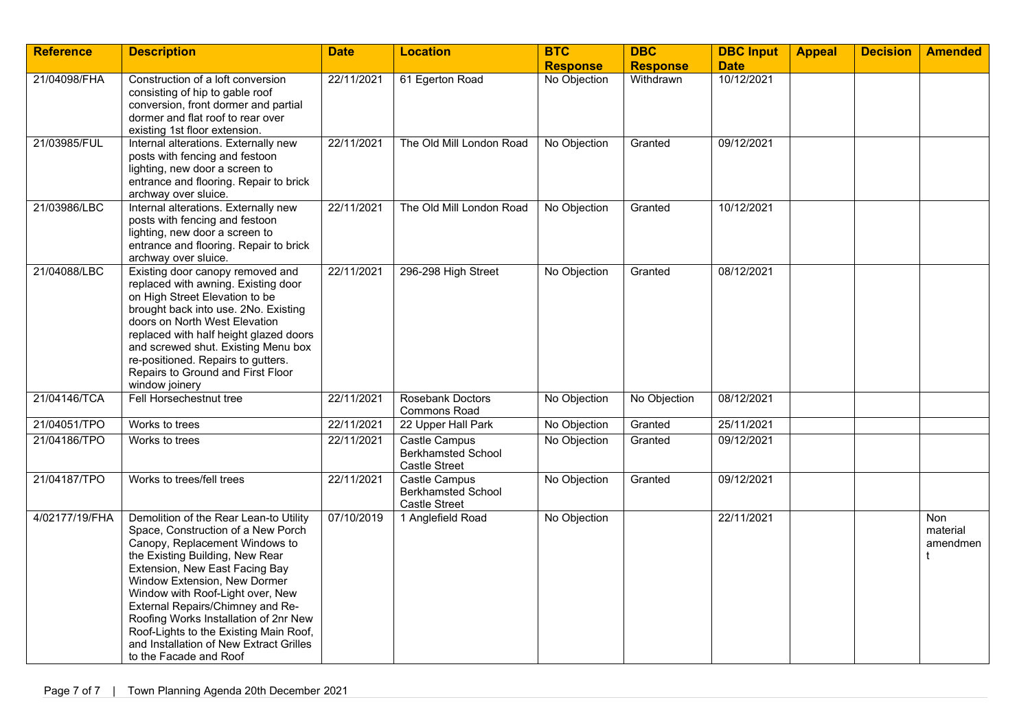| Reference | Description | Date | Location | BTC Response | DBC Response | DBC Input Date | Appeal | Decision | Amended |
|---|---|---|---|---|---|---|---|---|---|
| 21/04098/FHA | Construction of a loft conversion consisting of hip to gable roof conversion, front dormer and partial dormer and flat roof to rear over existing 1st floor extension. | 22/11/2021 | 61 Egerton Road | No Objection | Withdrawn | 10/12/2021 | | | |
| 21/03985/FUL | Internal alterations. Externally new posts with fencing and festoon lighting, new door a screen to entrance and flooring. Repair to brick archway over sluice. | 22/11/2021 | The Old Mill London Road | No Objection | Granted | 09/12/2021 | | | |
| 21/03986/LBC | Internal alterations. Externally new posts with fencing and festoon lighting, new door a screen to entrance and flooring. Repair to brick archway over sluice. | 22/11/2021 | The Old Mill London Road | No Objection | Granted | 10/12/2021 | | | |
| 21/04088/LBC | Existing door canopy removed and replaced with awning. Existing door on High Street Elevation to be brought back into use. 2No. Existing doors on North West Elevation replaced with half height glazed doors and screwed shut. Existing Menu box re-positioned. Repairs to gutters. Repairs to Ground and First Floor window joinery | 22/11/2021 | 296-298 High Street | No Objection | Granted | 08/12/2021 | | | |
| 21/04146/TCA | Fell Horsechestnut tree | 22/11/2021 | Rosebank Doctors Commons Road | No Objection | No Objection | 08/12/2021 | | | |
| 21/04051/TPO | Works to trees | 22/11/2021 | 22 Upper Hall Park | No Objection | Granted | 25/11/2021 | | | |
| 21/04186/TPO | Works to trees | 22/11/2021 | Castle Campus Berkhamsted School Castle Street | No Objection | Granted | 09/12/2021 | | | |
| 21/04187/TPO | Works to trees/fell trees | 22/11/2021 | Castle Campus Berkhamsted School Castle Street | No Objection | Granted | 09/12/2021 | | | |
| 4/02177/19/FHA | Demolition of the Rear Lean-to Utility Space, Construction of a New Porch Canopy, Replacement Windows to the Existing Building, New Rear Extension, New East Facing Bay Window Extension, New Dormer Window with Roof-Light over, New External Repairs/Chimney and Re-Roofing Works Installation of 2nr New Roof-Lights to the Existing Main Roof, and Installation of New Extract Grilles to the Facade and Roof | 07/10/2019 | 1 Anglefield Road | No Objection | | 22/11/2021 | | | Non material amendment |